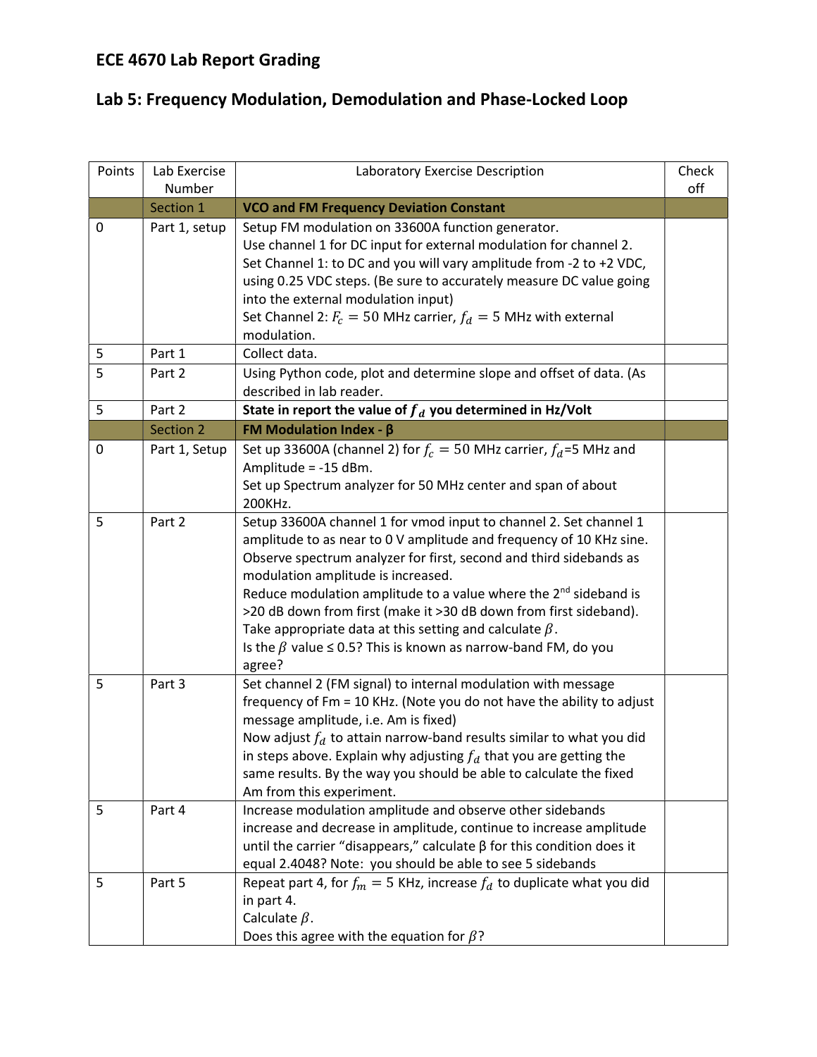# ECE 4670 Lab Report Grading

## Lab 5: Frequency Modulation, Demodulation and Phase-Locked Loop

| Points | Lab Exercise Number | Laboratory Exercise Description | Check off |
|---|---|---|---|
| | Section 1 | **VCO and FM Frequency Deviation Constant** | |
| 0 | Part 1, setup | Setup FM modulation on 33600A function generator. Use channel 1 for DC input for external modulation for channel 2. Set Channel 1: to DC and you will vary amplitude from -2 to +2 VDC, using 0.25 VDC steps. (Be sure to accurately measure DC value going into the external modulation input) Set Channel 2: $F_c = 50$ MHz carrier, $f_d = 5$ MHz with external modulation. | |
| 5 | Part 1 | Collect data. | |
| 5 | Part 2 | Using Python code, plot and determine slope and offset of data. (As described in lab reader. | |
| 5 | Part 2 | **State in report the value of $f_d$ you determined in Hz/Volt** | |
| | Section 2 | **FM Modulation Index - β** | |
| 0 | Part 1, Setup | Set up 33600A (channel 2) for $f_c = 50$ MHz carrier, $f_d$=5 MHz and Amplitude = -15 dBm. Set up Spectrum analyzer for 50 MHz center and span of about 200KHz. | |
| 5 | Part 2 | Setup 33600A channel 1 for vmod input to channel 2. Set channel 1 amplitude to as near to 0 V amplitude and frequency of 10 KHz sine. Observe spectrum analyzer for first, second and third sidebands as modulation amplitude is increased. Reduce modulation amplitude to a value where the 2nd sideband is >20 dB down from first (make it >30 dB down from first sideband). Take appropriate data at this setting and calculate $\beta$. Is the $\beta$ value ≤ 0.5? This is known as narrow-band FM, do you agree? | |
| 5 | Part 3 | Set channel 2 (FM signal) to internal modulation with message frequency of Fm = 10 KHz. (Note you do not have the ability to adjust message amplitude, i.e. Am is fixed) Now adjust $f_d$ to attain narrow-band results similar to what you did in steps above. Explain why adjusting $f_d$ that you are getting the same results. By the way you should be able to calculate the fixed Am from this experiment. | |
| 5 | Part 4 | Increase modulation amplitude and observe other sidebands increase and decrease in amplitude, continue to increase amplitude until the carrier "disappears," calculate β for this condition does it equal 2.4048? Note: you should be able to see 5 sidebands | |
| 5 | Part 5 | Repeat part 4, for $f_m = 5$ KHz, increase $f_d$ to duplicate what you did in part 4. Calculate $\beta$. Does this agree with the equation for $\beta$? | |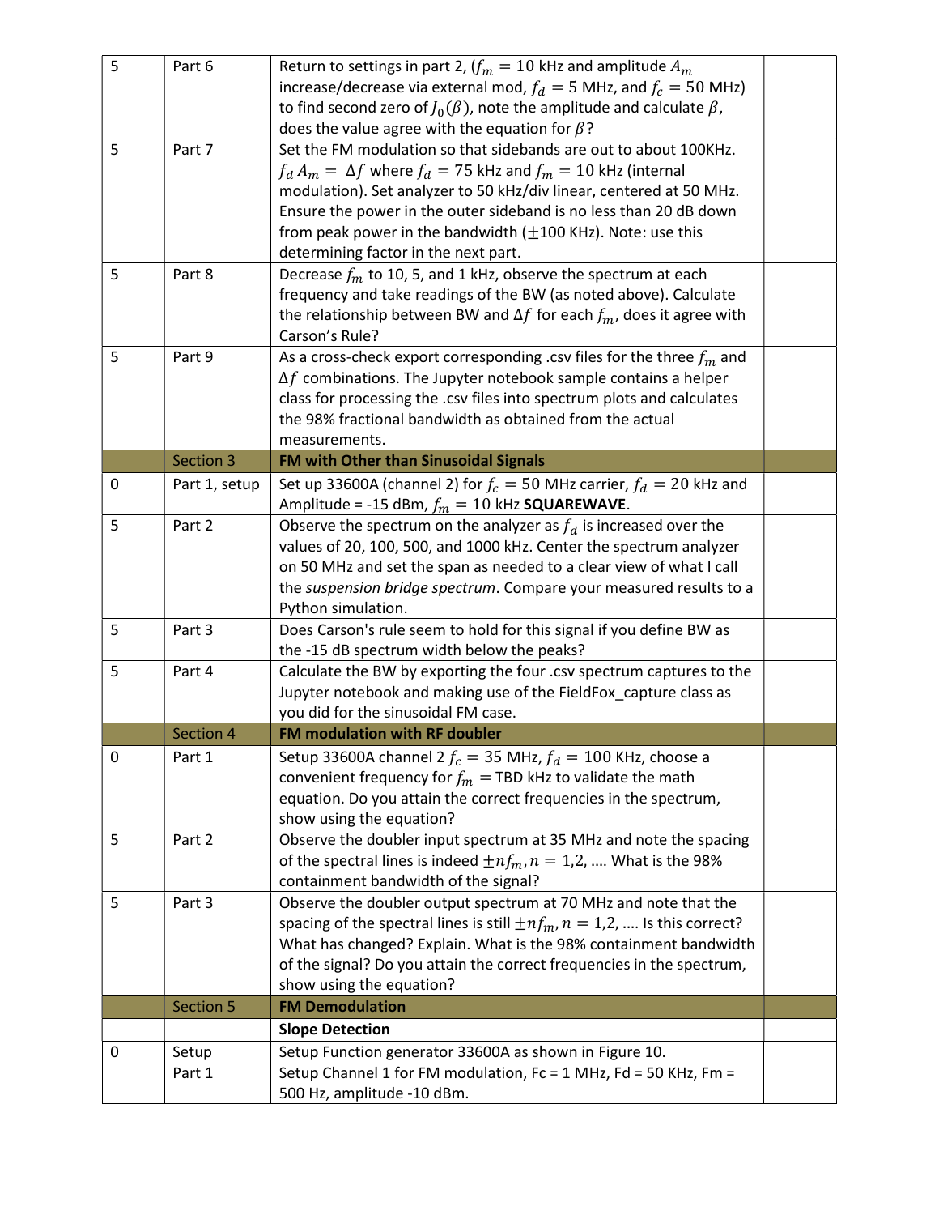| | | | |
|---|---|---|---|
| 5 | Part 6 | Return to settings in part 2, ($f_m = 10$ kHz and amplitude $A_m$ increase/decrease via external mod, $f_d = 5$ MHz, and $f_c = 50$ MHz) to find second zero of $J_0(\beta)$, note the amplitude and calculate $\beta$, does the value agree with the equation for $\beta$? | |
| 5 | Part 7 | Set the FM modulation so that sidebands are out to about 100KHz. $f_d A_m = \Delta f$ where $f_d = 75$ kHz and $f_m = 10$ kHz (internal modulation). Set analyzer to 50 kHz/div linear, centered at 50 MHz. Ensure the power in the outer sideband is no less than 20 dB down from peak power in the bandwidth ($\pm 100$ KHz). Note: use this determining factor in the next part. | |
| 5 | Part 8 | Decrease $f_m$ to 10, 5, and 1 kHz, observe the spectrum at each frequency and take readings of the BW (as noted above). Calculate the relationship between BW and $\Delta f$ for each $f_m$, does it agree with Carson's Rule? | |
| 5 | Part 9 | As a cross-check export corresponding .csv files for the three $f_m$ and $\Delta f$ combinations. The Jupyter notebook sample contains a helper class for processing the .csv files into spectrum plots and calculates the 98% fractional bandwidth as obtained from the actual measurements. | |
| | Section 3 | **FM with Other than Sinusoidal Signals** | |
| 0 | Part 1, setup | Set up 33600A (channel 2) for $f_c = 50$ MHz carrier, $f_d = 20$ kHz and Amplitude = -15 dBm, $f_m = 10$ kHz **SQUAREWAVE**. | |
| 5 | Part 2 | Observe the spectrum on the analyzer as $f_d$ is increased over the values of 20, 100, 500, and 1000 kHz. Center the spectrum analyzer on 50 MHz and set the span as needed to a clear view of what I call the *suspension bridge spectrum*. Compare your measured results to a Python simulation. | |
| 5 | Part 3 | Does Carson's rule seem to hold for this signal if you define BW as the -15 dB spectrum width below the peaks? | |
| 5 | Part 4 | Calculate the BW by exporting the four .csv spectrum captures to the Jupyter notebook and making use of the FieldFox_capture class as you did for the sinusoidal FM case. | |
| | Section 4 | **FM modulation with RF doubler** | |
| 0 | Part 1 | Setup 33600A channel 2 $f_c = 35$ MHz, $f_d = 100$ KHz, choose a convenient frequency for $f_m =$ TBD kHz to validate the math equation. Do you attain the correct frequencies in the spectrum, show using the equation? | |
| 5 | Part 2 | Observe the doubler input spectrum at 35 MHz and note the spacing of the spectral lines is indeed $\pm n f_m, n = 1,2, \ldots$ What is the 98% containment bandwidth of the signal? | |
| 5 | Part 3 | Observe the doubler output spectrum at 70 MHz and note that the spacing of the spectral lines is still $\pm n f_m, n = 1,2, \ldots$ Is this correct? What has changed? Explain. What is the 98% containment bandwidth of the signal? Do you attain the correct frequencies in the spectrum, show using the equation? | |
| | Section 5 | **FM Demodulation** | |
| | | **Slope Detection** | |
| 0 | Setup<br>Part 1 | Setup Function generator 33600A as shown in Figure 10.<br>Setup Channel 1 for FM modulation, Fc = 1 MHz, Fd = 50 KHz, Fm = 500 Hz, amplitude -10 dBm. | |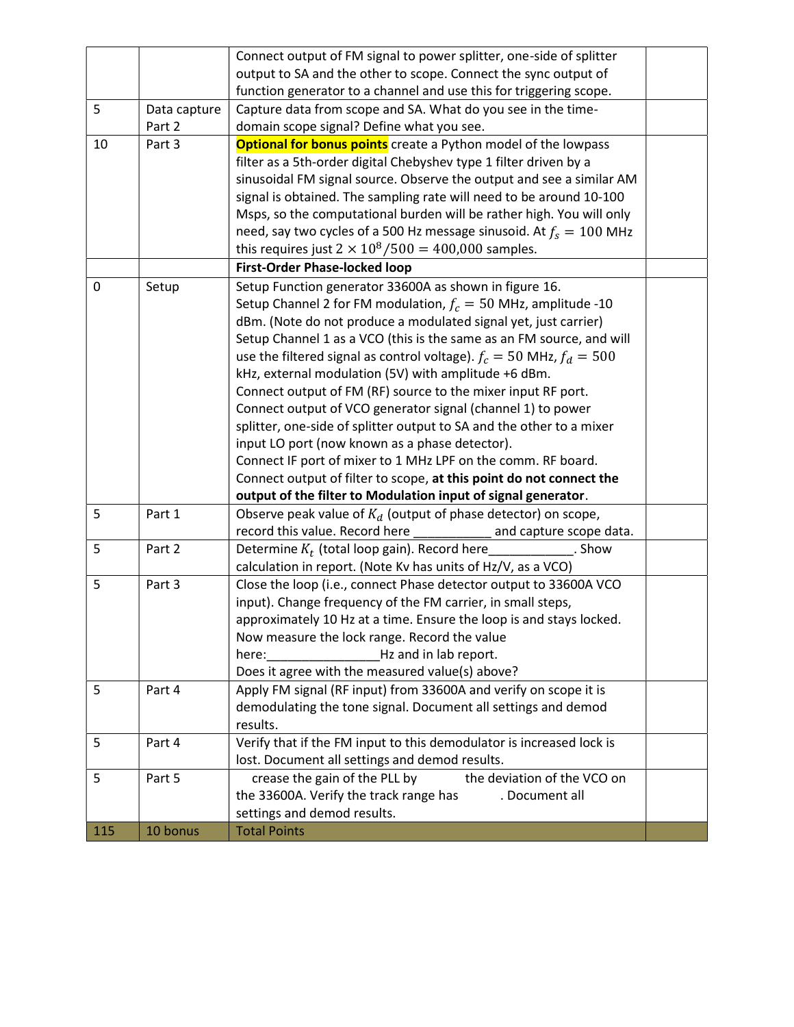| | | | |
|---|---|---|---|
| | | Connect output of FM signal to power splitter, one-side of splitter output to SA and the other to scope. Connect the sync output of function generator to a channel and use this for triggering scope. | |
| 5 | Data capture Part 2 | Capture data from scope and SA. What do you see in the time-domain scope signal? Define what you see. | |
| 10 | Part 3 | **Optional for bonus points** create a Python model of the lowpass filter as a 5th-order digital Chebyshev type 1 filter driven by a sinusoidal FM signal source. Observe the output and see a similar AM signal is obtained. The sampling rate will need to be around 10-100 Msps, so the computational burden will be rather high. You will only need, say two cycles of a 500 Hz message sinusoid. At $f_s = 100$ MHz this requires just $2 \times 10^8/500 = 400{,}000$ samples. | |
| | | **First-Order Phase-locked loop** | |
| 0 | Setup | Setup Function generator 33600A as shown in figure 16.<br>Setup Channel 2 for FM modulation, $f_c = 50$ MHz, amplitude -10 dBm. (Note do not produce a modulated signal yet, just carrier)<br>Setup Channel 1 as a VCO (this is the same as an FM source, and will use the filtered signal as control voltage). $f_c = 50$ MHz, $f_d = 500$ kHz, external modulation (5V) with amplitude +6 dBm.<br>Connect output of FM (RF) source to the mixer input RF port.<br>Connect output of VCO generator signal (channel 1) to power splitter, one-side of splitter output to SA and the other to a mixer input LO port (now known as a phase detector).<br>Connect IF port of mixer to 1 MHz LPF on the comm. RF board.<br>Connect output of filter to scope, **at this point do not connect the output of the filter to Modulation input of signal generator**. | |
| 5 | Part 1 | Observe peak value of $K_d$ (output of phase detector) on scope, record this value. Record here ___________ and capture scope data. | |
| 5 | Part 2 | Determine $K_t$ (total loop gain). Record here____________. Show calculation in report. (Note Kv has units of Hz/V, as a VCO) | |
| 5 | Part 3 | Close the loop (i.e., connect Phase detector output to 33600A VCO input). Change frequency of the FM carrier, in small steps, approximately 10 Hz at a time. Ensure the loop is and stays locked. Now measure the lock range. Record the value here:________________Hz and in lab report.<br>Does it agree with the measured value(s) above? | |
| 5 | Part 4 | Apply FM signal (RF input) from 33600A and verify on scope it is demodulating the tone signal. Document all settings and demod results. | |
| 5 | Part 4 | Verify that if the FM input to this demodulator is increased lock is lost. Document all settings and demod results. | |
| 5 | Part 5 | crease the gain of the PLL by the deviation of the VCO on the 33600A. Verify the track range has . Document all settings and demod results. | |
| 115 | 10 bonus | Total Points | |